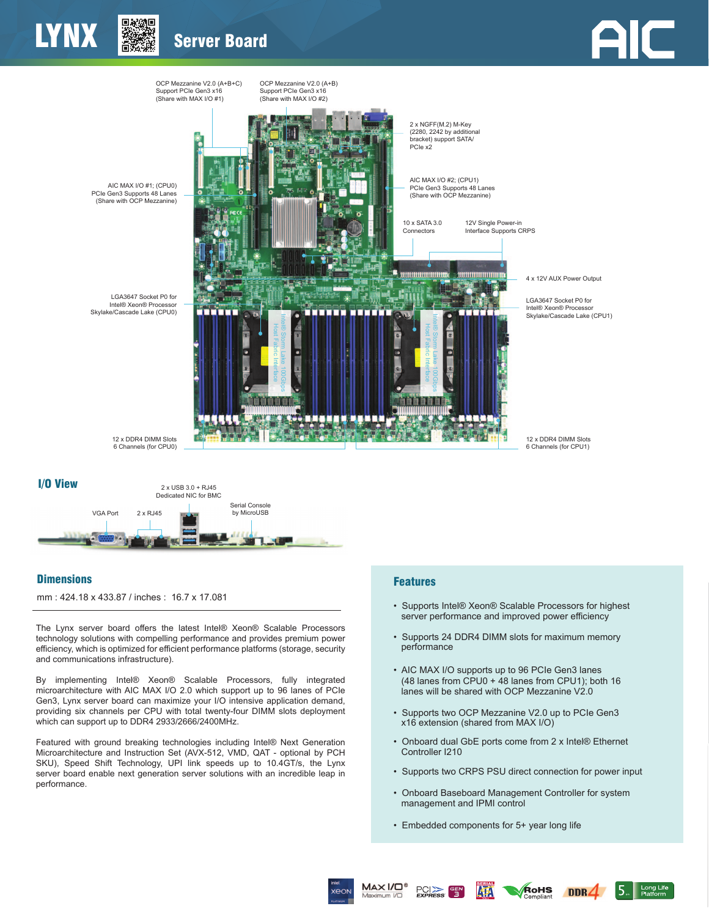# LYNX Server Board

OCP Mezzanine V2.0 (A+B+C)
Support PCIe Gen3 x16
(Share with MAX I/O #1)

OCP Mezzanine V2.0 (A+B)
Support PCIe Gen3 x16
(Share with MAX I/O #2)

2 x NGFF(M.2) M-Key
(2280, 2242 by additional bracket) support SATA/ PCIe x2

AIC MAX I/O #1; (CPU0)
PCIe Gen3 Supports 48 Lanes
(Share with OCP Mezzanine)

AIC MAX I/O #2; (CPU1)
PCIe Gen3 Supports 48 Lanes
(Share with OCP Mezzanine)

10 x SATA 3.0 Connectors

12V Single Power-in Interface Supports CRPS

4 x 12V AUX Power Output

LGA3647 Socket P0 for Intel® Xeon® Processor Skylake/Cascade Lake (CPU0)

LGA3647 Socket P0 for Intel® Xeon® Processor Skylake/Cascade Lake (CPU1)

Intel® Storm Lake 100Gbps Host Fabric Interface

Intel® Storm Lake 100Gbps Host Fabric Interface

12 x DDR4 DIMM Slots
6 Channels (for CPU0)

12 x DDR4 DIMM Slots
6 Channels (for CPU1)

## I/O View

2 x USB 3.0 + RJ45
Dedicated NIC for BMC

VGA Port

2 x RJ45

Serial Console by MicroUSB

## Dimensions

mm : 424.18 x 433.87 / inches : 16.7 x 17.081

The Lynx server board offers the latest Intel® Xeon® Scalable Processors technology solutions with compelling performance and provides premium power efficiency, which is optimized for efficient performance platforms (storage, security and communications infrastructure).

By implementing Intel® Xeon® Scalable Processors, fully integrated microarchitecture with AIC MAX I/O 2.0 which support up to 96 lanes of PCIe Gen3, Lynx server board can maximize your I/O intensive application demand, providing six channels per CPU with total twenty-four DIMM slots deployment which can support up to DDR4 2933/2666/2400MHz.

Featured with ground breaking technologies including Intel® Next Generation Microarchitecture and Instruction Set (AVX-512, VMD, QAT - optional by PCH SKU), Speed Shift Technology, UPI link speeds up to 10.4GT/s, the Lynx server board enable next generation server solutions with an incredible leap in performance.

## Features

- Supports Intel® Xeon® Scalable Processors for highest server performance and improved power efficiency
- Supports 24 DDR4 DIMM slots for maximum memory performance
- AIC MAX I/O supports up to 96 PCIe Gen3 lanes (48 lanes from CPU0 + 48 lanes from CPU1); both 16 lanes will be shared with OCP Mezzanine V2.0
- Supports two OCP Mezzanine V2.0 up to PCIe Gen3 x16 extension (shared from MAX I/O)
- Onboard dual GbE ports come from 2 x Intel® Ethernet Controller I210
- Supports two CRPS PSU direct connection for power input
- Onboard Baseboard Management Controller for system management and IPMI control
- Embedded components for 5+ year long life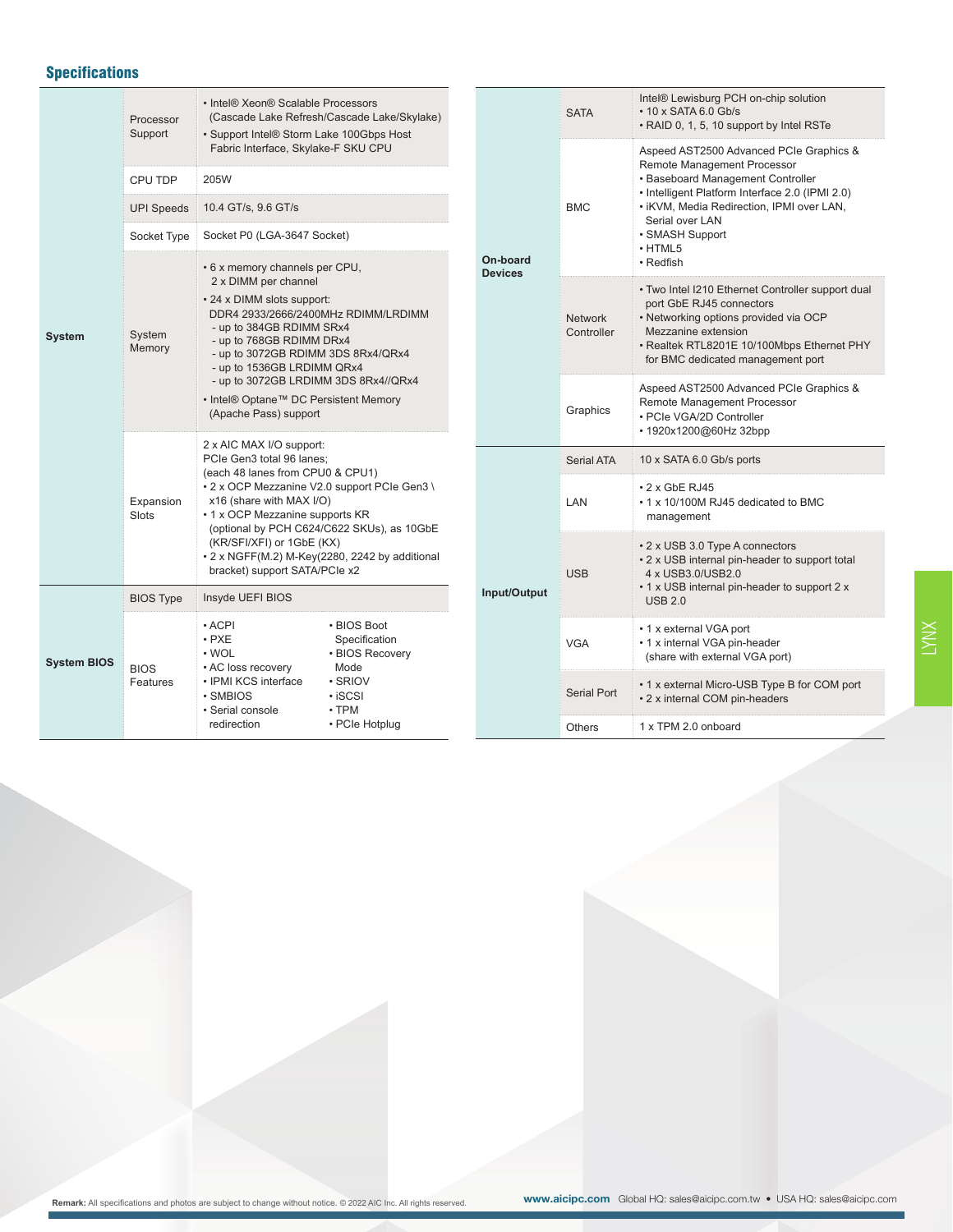## Specifications

| | | |
|---|---|---|
| **System** | Processor Support | • Intel® Xeon® Scalable Processors (Cascade Lake Refresh/Cascade Lake/Skylake)<br>• Support Intel® Storm Lake 100Gbps Host Fabric Interface, Skylake-F SKU CPU |
| | CPU TDP | 205W |
| | UPI Speeds | 10.4 GT/s, 9.6 GT/s |
| | Socket Type | Socket P0 (LGA-3647 Socket) |
| | System Memory | • 6 x memory channels per CPU, 2 x DIMM per channel<br>• 24 x DIMM slots support: DDR4 2933/2666/2400MHz RDIMM/LRDIMM<br>- up to 384GB RDIMM SRx4<br>- up to 768GB RDIMM DRx4<br>- up to 3072GB RDIMM 3DS 8Rx4/QRx4<br>- up to 1536GB LRDIMM QRx4<br>- up to 3072GB LRDIMM 3DS 8Rx4//QRx4<br>• Intel® Optane™ DC Persistent Memory (Apache Pass) support |
| | Expansion Slots | 2 x AIC MAX I/O support:<br>PCIe Gen3 total 96 lanes;<br>(each 48 lanes from CPU0 & CPU1)<br>• 2 x OCP Mezzanine V2.0 support PCIe Gen3 \ x16 (share with MAX I/O)<br>• 1 x OCP Mezzanine supports KR (optional by PCH C624/C622 SKUs), as 10GbE (KR/SFI/XFI) or 1GbE (KX)<br>• 2 x NGFF(M.2) M-Key(2280, 2242 by additional bracket) support SATA/PCIe x2 |
| **System BIOS** | BIOS Type | Insyde UEFI BIOS |
| | BIOS Features | • ACPI<br>• PXE<br>• WOL<br>• AC loss recovery<br>• IPMI KCS interface<br>• SMBIOS<br>• Serial console redirection<br>• BIOS Boot Specification<br>• BIOS Recovery Mode<br>• SRIOV<br>• iSCSI<br>• TPM<br>• PCIe Hotplug |

| | | |
|---|---|---|
| **On-board Devices** | SATA | Intel® Lewisburg PCH on-chip solution<br>• 10 x SATA 6.0 Gb/s<br>• RAID 0, 1, 5, 10 support by Intel RSTe |
| | BMC | Aspeed AST2500 Advanced PCIe Graphics & Remote Management Processor<br>• Baseboard Management Controller<br>• Intelligent Platform Interface 2.0 (IPMI 2.0)<br>• iKVM, Media Redirection, IPMI over LAN, Serial over LAN<br>• SMASH Support<br>• HTML5<br>• Redfish |
| | Network Controller | • Two Intel I210 Ethernet Controller support dual port GbE RJ45 connectors<br>• Networking options provided via OCP Mezzanine extension<br>• Realtek RTL8201E 10/100Mbps Ethernet PHY for BMC dedicated management port |
| | Graphics | Aspeed AST2500 Advanced PCIe Graphics & Remote Management Processor<br>• PCIe VGA/2D Controller<br>• 1920x1200@60Hz 32bpp |
| **Input/Output** | Serial ATA | 10 x SATA 6.0 Gb/s ports |
| | LAN | • 2 x GbE RJ45<br>• 1 x 10/100M RJ45 dedicated to BMC management |
| | USB | • 2 x USB 3.0 Type A connectors<br>• 2 x USB internal pin-header to support total 4 x USB3.0/USB2.0<br>• 1 x USB internal pin-header to support 2 x USB 2.0 |
| | VGA | • 1 x external VGA port<br>• 1 x internal VGA pin-header (share with external VGA port) |
| | Serial Port | • 1 x external Micro-USB Type B for COM port<br>• 2 x internal COM pin-headers |
| | Others | 1 x TPM 2.0 onboard |

**Remark:** All specifications and photos are subject to change without notice. © 2022 AIC Inc. All rights reserved.

**www.aicipc.com** Global HQ: sales@aicipc.com.tw • USA HQ: sales@aicipc.com